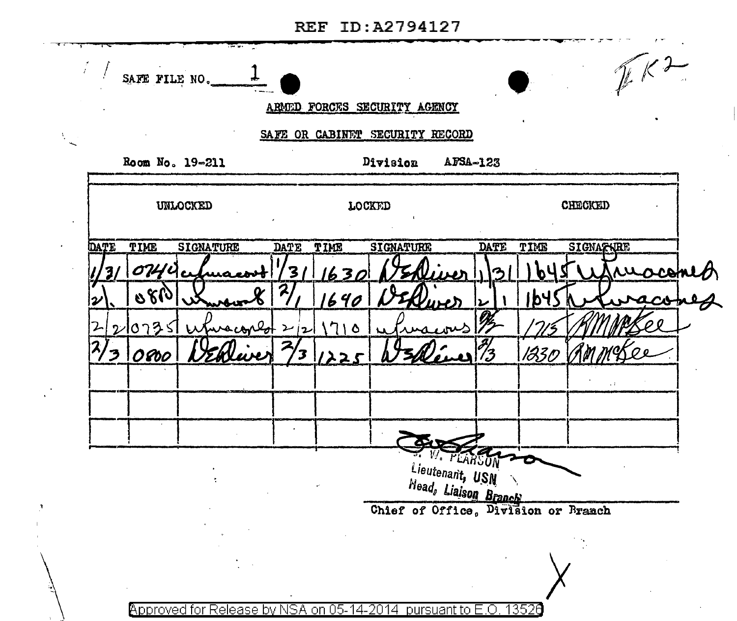REF ID:A2794127

SAFE FILE NO. 1

TK2

ARMED FORCES SECURITY AGENCY

SAFE OR CABINET SECURITY RECORD

Room No. 19-211 Division AFSA-123

| UNLOCKED | | | LOCKED | | | CHECKED | | |
|---|---|---|---|---|---|---|---|---|
| DATE | TIME | SIGNATURE | DATE | TIME | SIGNATURE | DATE | TIME | SIGNATURE |
| 1/31 | 0740 | afmacont | 1/31 | 1630 | DeOliver | 1/31 | 1645 | Wfmacones |
| 2/1 | 0810 | Wmaconl | 2/1 | 1640 | DeOliver | 2/1 | 1645 | Wfmacones |
| 2/2 | 0735 | Wfmacones | 2/2 | 1710 | Wfmacones | 2/2 | 1715 | RMMcKee |
| 2/3 | 0800 | DeOliver | 2/3 | 1225 | DeOliver | 2/3 | 1230 | RMMcKee |
| | | | | | | | | |
| | | | | | | | | |
| | | | | | | | | |

J. W. PEARSON
Lieutenant, USN
Head, Liaison Branch

Chief of Office, Division or Branch

Approved for Release by NSA on 05-14-2014 pursuant to E.O. 13526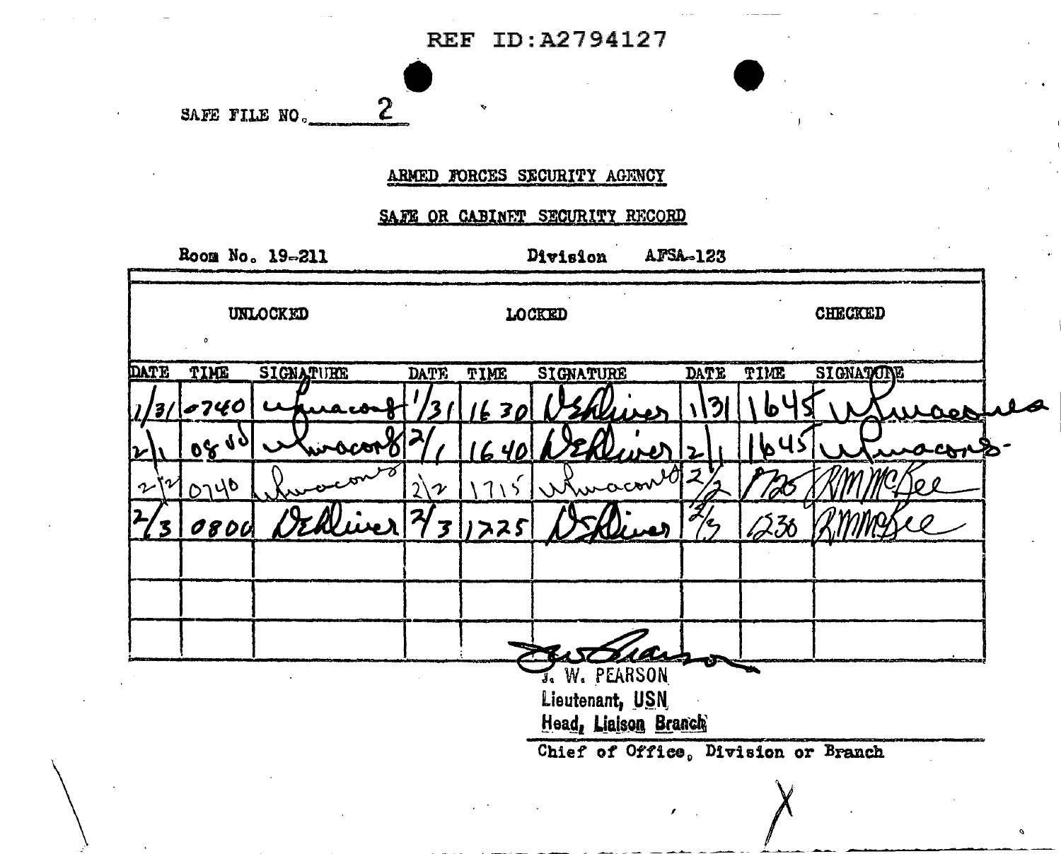REF ID:A2794127

SAFE FILE NO. 2

## ARMED FORCES SECURITY AGENCY

## SAFE OR CABINET SECURITY RECORD

Room No. 19-211 Division AFSA-123

| UNLOCKED | | | LOCKED | | | CHECKED | | |
|---|---|---|---|---|---|---|---|---|
| DATE | TIME | SIGNATURE | DATE | TIME | SIGNATURE | DATE | TIME | SIGNATURE |
| 1/31 | 0740 | Wmacomb | 1/31 | 1630 | DeHliver | 1/31 | 1645 | Wmacomber |
| 2/1 | 0800 | Wmacomb | 2/1 | 1640 | DeHliver | 2/1 | 1645 | Wmacomb |
| 2/2 | 0740 | Wmacomb | 2/2 | 1715 | Wmacomb | 2/2 | 1725 | RMMcKee |
| 2/3 | 0800 | DeHliver | 2/3 | 1725 | DeHliver | 2/3 | 1730 | RMMcKee |
| | | | | | | | | |
| | | | | | | | | |
| | | | | | | | | |

J. W. PEARSON
Lieutenant, USN
Head, Liaison Branch

Chief of Office, Division or Branch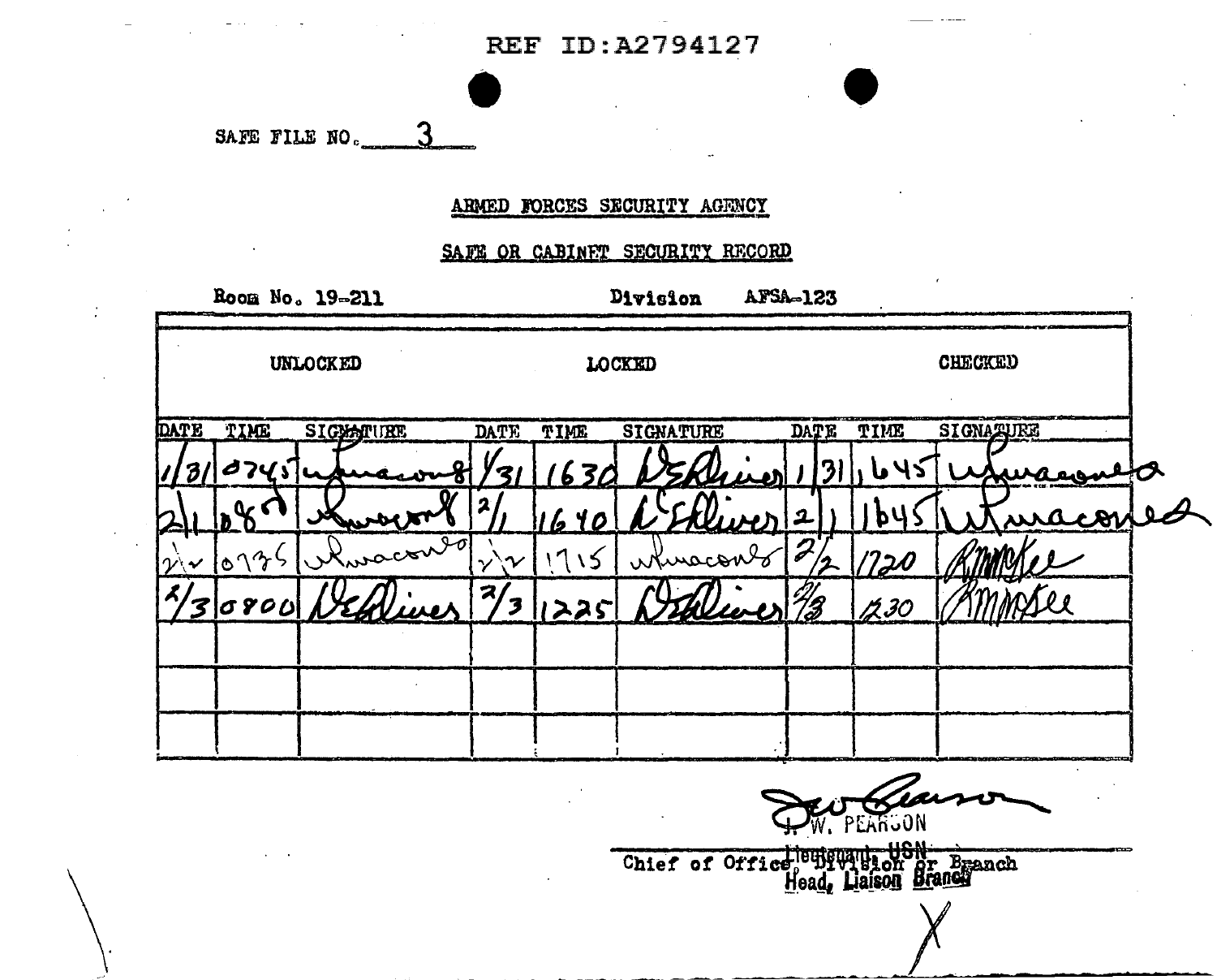REF ID:A2794127

SAFE FILE NO. 3

ARMED FORCES SECURITY AGENCY

SAFE OR CABINET SECURITY RECORD

Room No. 19-211 Division AFSA-123

| UNLOCKED | | | LOCKED | | | CHECKED | | |
|---|---|---|---|---|---|---|---|---|
| DATE | TIME | SIGNATURE | DATE | TIME | SIGNATURE | DATE | TIME | SIGNATURE |
| 1/31 | 0745 | Wmaconed | 1/31 | 1630 | DEOliver | 1/31 | 1645 | Wmaconed |
| 2/1 | 0850 | Wmaconed | 2/1 | 1640 | DEOliver | 2/1 | 1645 | Wmaconed |
| 2/2 | 0735 | Wmaconed | 2/2 | 1715 | Wmaconed | 2/2 | 1720 | RMcKee |
| 2/3 | 0800 | DEOliver | 2/3 | 1225 | DEOliver | 2/3 | 1230 | RMcKee |
| | | | | | | | | |
| | | | | | | | | |
| | | | | | | | | |

J. W. Pearson
J. W. PEARSON
Lieutenant, USN
Head, Liaison Branch

Chief of Office, Division or Branch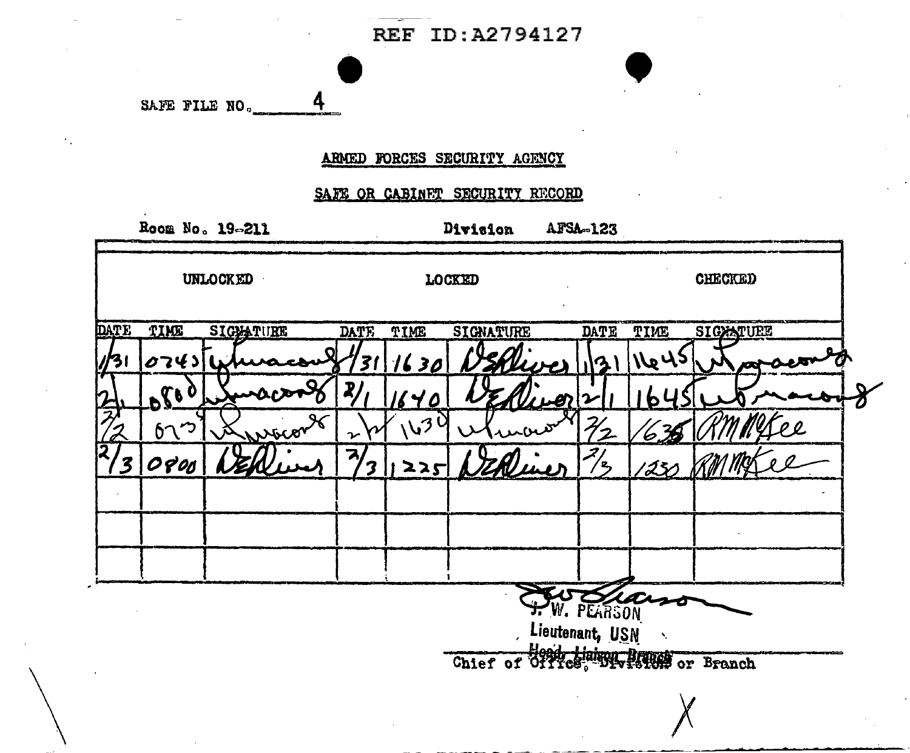REF ID:A2794127

SAFE FILE NO. 4

## ARMED FORCES SECURITY AGENCY

## SAFE OR CABINET SECURITY RECORD

Room No. 19-211 Division AFSA-123

| UNLOCKED | | | LOCKED | | | CHECKED | | |
|---|---|---|---|---|---|---|---|---|
| DATE | TIME | SIGNATURE | DATE | TIME | SIGNATURE | DATE | TIME | SIGNATURE |
| 1/31 | 0745 | Whracons | 1/31 | 1630 | DeOliver | 1/31 | 1645 | Whracons |
| 2/1 | 0800 | Whracons | 2/1 | 1640 | DeOliver | 2/1 | 1645 | Whracons |
| 2/2 | 0735 | Whracons | 2/2 | 1630 | Whracons | 2/2 | 1635 | RM McKee |
| 2/3 | 0800 | DeOliver | 2/3 | 1225 | DeOliver | 2/3 | 1230 | RM McKee |
| | | | | | | | | |
| | | | | | | | | |
| | | | | | | | | |

J. W. Pearson
J. W. PEARSON
Lieutenant, USN
Head, Liaison Branch
Chief of Office, Division or Branch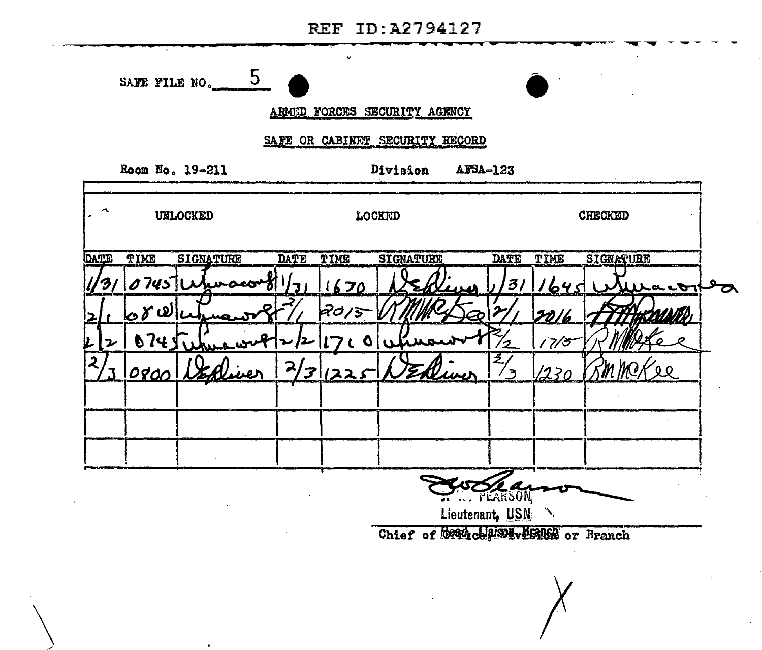REF ID:A2794127

SAFE FILE NO. 5

ARMED FORCES SECURITY AGENCY

SAFE OR CABINET SECURITY RECORD

Room No. 19-211 Division AFSA-123

| UNLOCKED | | | LOCKED | | | CHECKED | | |
|---|---|---|---|---|---|---|---|---|
| DATE | TIME | SIGNATURE | DATE | TIME | SIGNATURE | DATE | TIME | SIGNATURE |
| 1/31 | 0745 | Whracomb | 1/31 | 1630 | DEOliver | 1/31 | 1645 | Whracomb |
| 2/1 | 0800 | Whracomb | 2/1 | 2015 | RMMcKee | 2/1 | 2016 | |
| 2/2 | 0745 | Whracomb | 2/2 | 1710 | Whracomb | 2/2 | 1715 | RMMcKee |
| 2/3 | 0800 | DEOliver | 2/3 | 1225 | DEOliver | 2/3 | 1230 | RMMcKee |
| | | | | | | | | |
| | | | | | | | | |
| | | | | | | | | |

J. W. PEARSON,
Lieutenant, USN
Head, Liaison Branch
Chief of Office, Division or Branch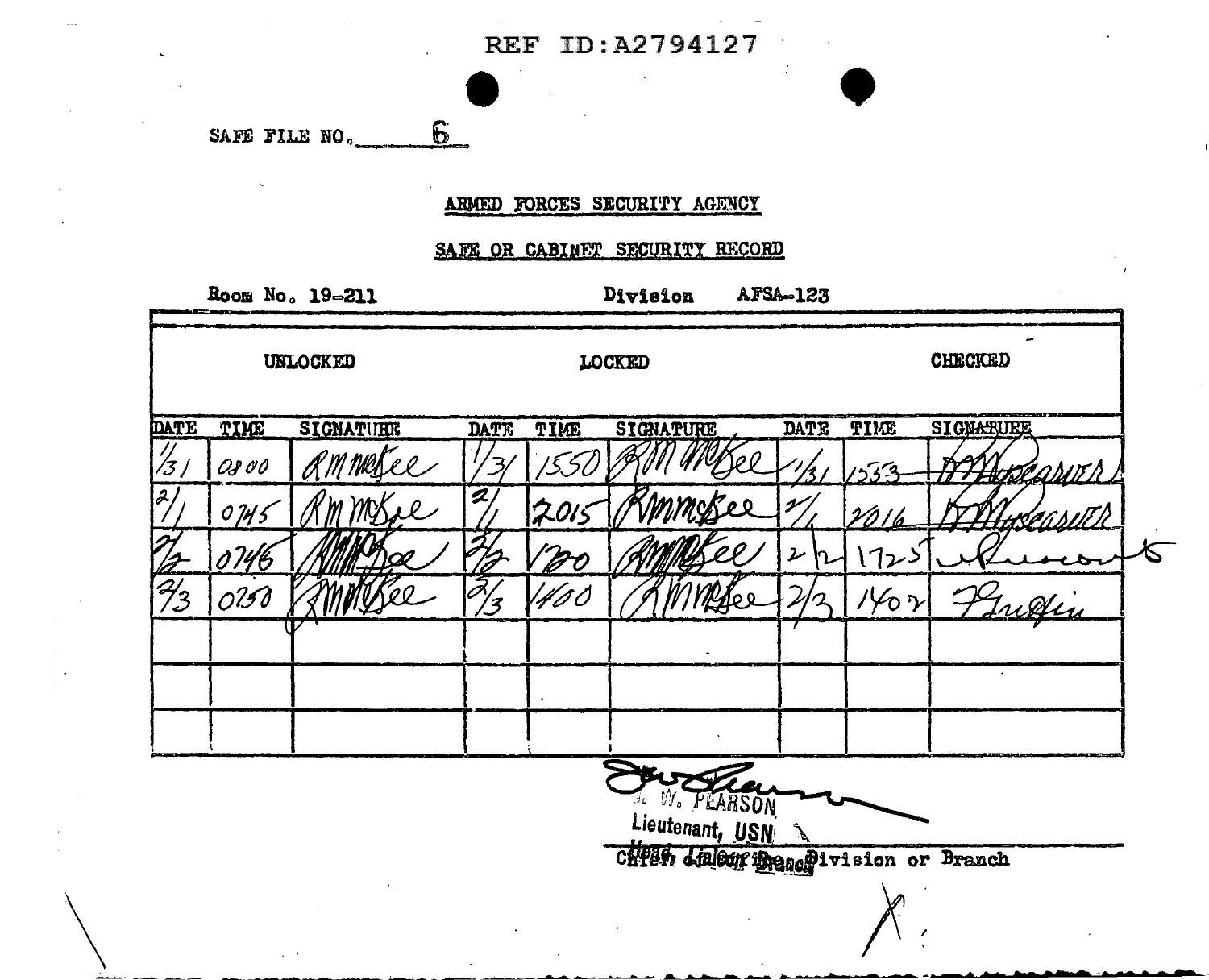REF ID:A2794127

SAFE FILE NO. 6

ARMED FORCES SECURITY AGENCY

SAFE OR CABINET SECURITY RECORD

Room No. 19-211 Division AFSA-123

| UNLOCKED | | | LOCKED | | | CHECKED | | |
|---|---|---|---|---|---|---|---|---|
| DATE | TIME | SIGNATURE | DATE | TIME | SIGNATURE | DATE | TIME | SIGNATURE |
| 1/31 | 0800 | RM McKee | 1/31 | 1550 | RM McKee | 1/31 | 1553 | D. Myscarver |
| 2/1 | 0745 | RM McKee | 2/1 | 2015 | RmMcKee | 2/1 | 2016 | D Myscarver |
| 2/2 | 0746 | RM McKee | 2/2 | 1720 | RM McKee | 2/2 | 1725 | Prescott |
| 2/3 | 0750 | RM McKee | 2/3 | 1400 | RM McKee | 2/3 | 1402 | F Griffin |
| | | | | | | | | |
| | | | | | | | | |
| | | | | | | | | |

J. W. PEARSON
Lieutenant, USN
Head, Unlocking Branch

Chief of Section, Division or Branch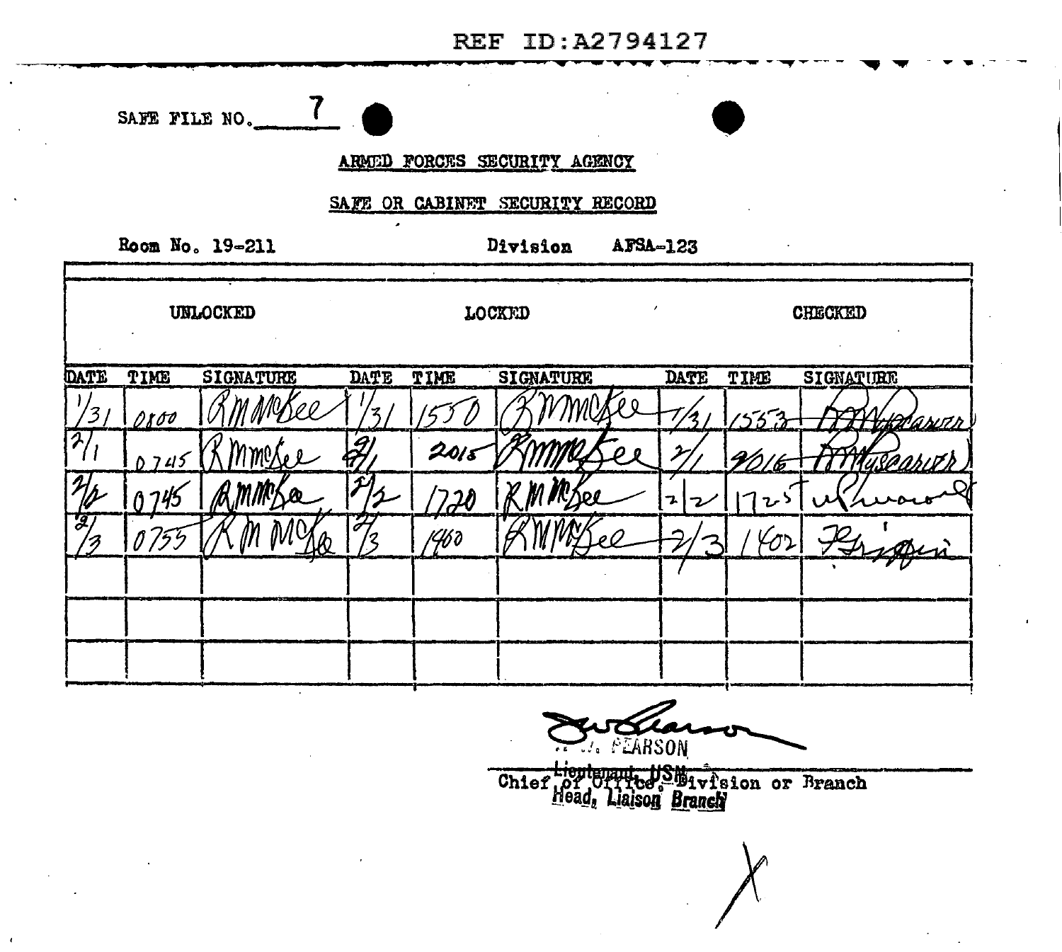REF ID:A2794127

SAFE FILE NO. 7

ARMED FORCES SECURITY AGENCY

SAFE OR CABINET SECURITY RECORD

Room No. 19-211 Division AFSA-123

| UNLOCKED | | | LOCKED | | | CHECKED | | |
|---|---|---|---|---|---|---|---|---|
| DATE | TIME | SIGNATURE | DATE | TIME | SIGNATURE | DATE | TIME | SIGNATURE |
| 1/31 | 0800 | RMMcKee | 1/31 | 1550 | RMMcKee | 1/31 | 1553 | RWPearson |
| 2/1 | 0745 | RMMcKee | 2/1 | 2015 | RMMcKee | 2/1 | 2016 | RWPearson |
| 2/2 | 0745 | RMMcKee | 2/2 | 1720 | RMMcKee | 2/2 | 1725 | |
| 2/3 | 0755 | RMMcKee | 2/3 | 1400 | RMMcKee | 2/3 | 1402 | |
| | | | | | | | | |
| | | | | | | | | |
| | | | | | | | | |

PEARSON
Lieutenant, USN
Chief of Office, Division or Branch
Head, Liaison Branch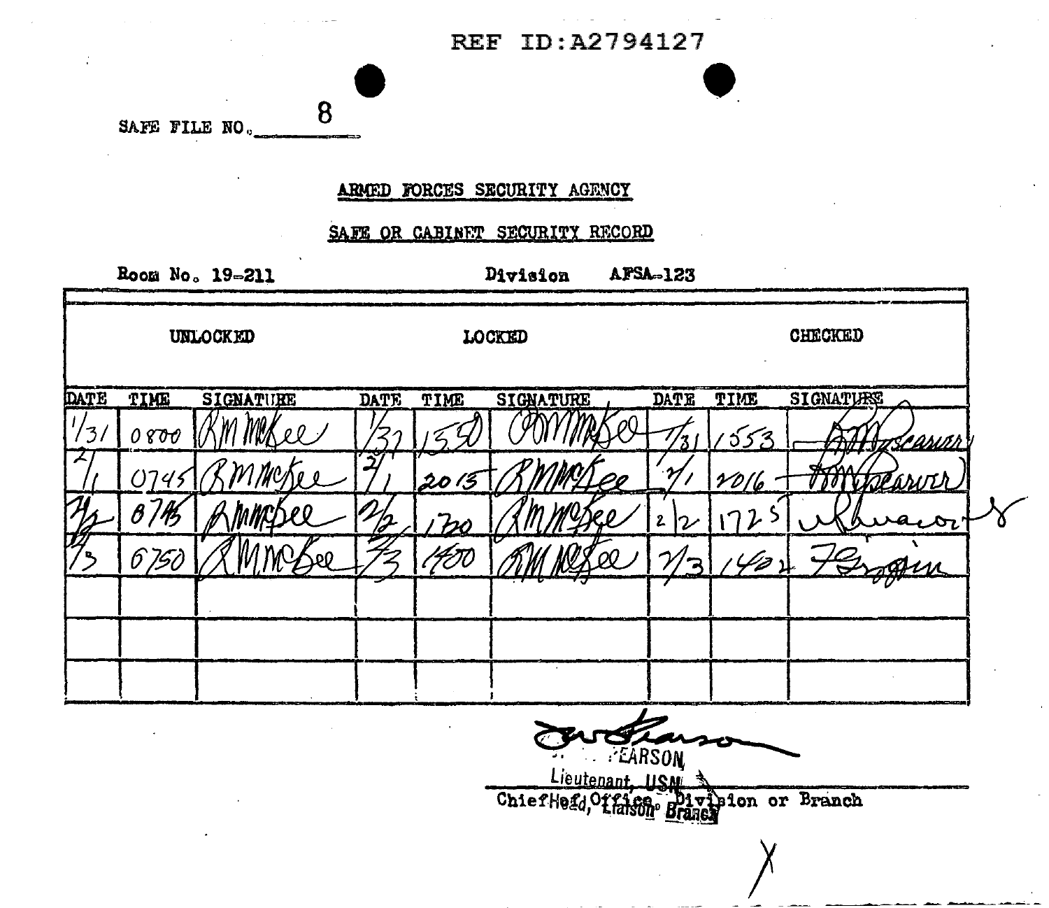REF ID:A2794127

SAFE FILE NO. 8

ARMED FORCES SECURITY AGENCY

SAFE OR CABINET SECURITY RECORD

Room No. 19-211 Division AFSA-123

| UNLOCKED | | | LOCKED | | | CHECKED | | |
|---|---|---|---|---|---|---|---|---|
| DATE | TIME | SIGNATURE | DATE | TIME | SIGNATURE | DATE | TIME | SIGNATURE |
| 1/31 | 0800 | RM McKee | 1/31 | 1550 | RM McKee | 1/31 | 1553 | RM Pearson |
| 2/1 | 0745 | RM McKee | 2/1 | 2015 | RM McKee | 2/1 | 2016 | RM Pearson |
| 2/2 | 0745 | RM McKee | 2/2 | 1720 | RM McKee | 2/2 | 1725 | Rhuacor |
| 2/3 | 0750 | RM McKee | 2/3 | 1400 | RM McKee | 2/3 | 1402 | F Griggin |
| | | | | | | | | |
| | | | | | | | | |
| | | | | | | | | |

PEARSON,
Lieutenant, USN
Chief ~~Head, Office, Division or Branch~~ Liaison Branch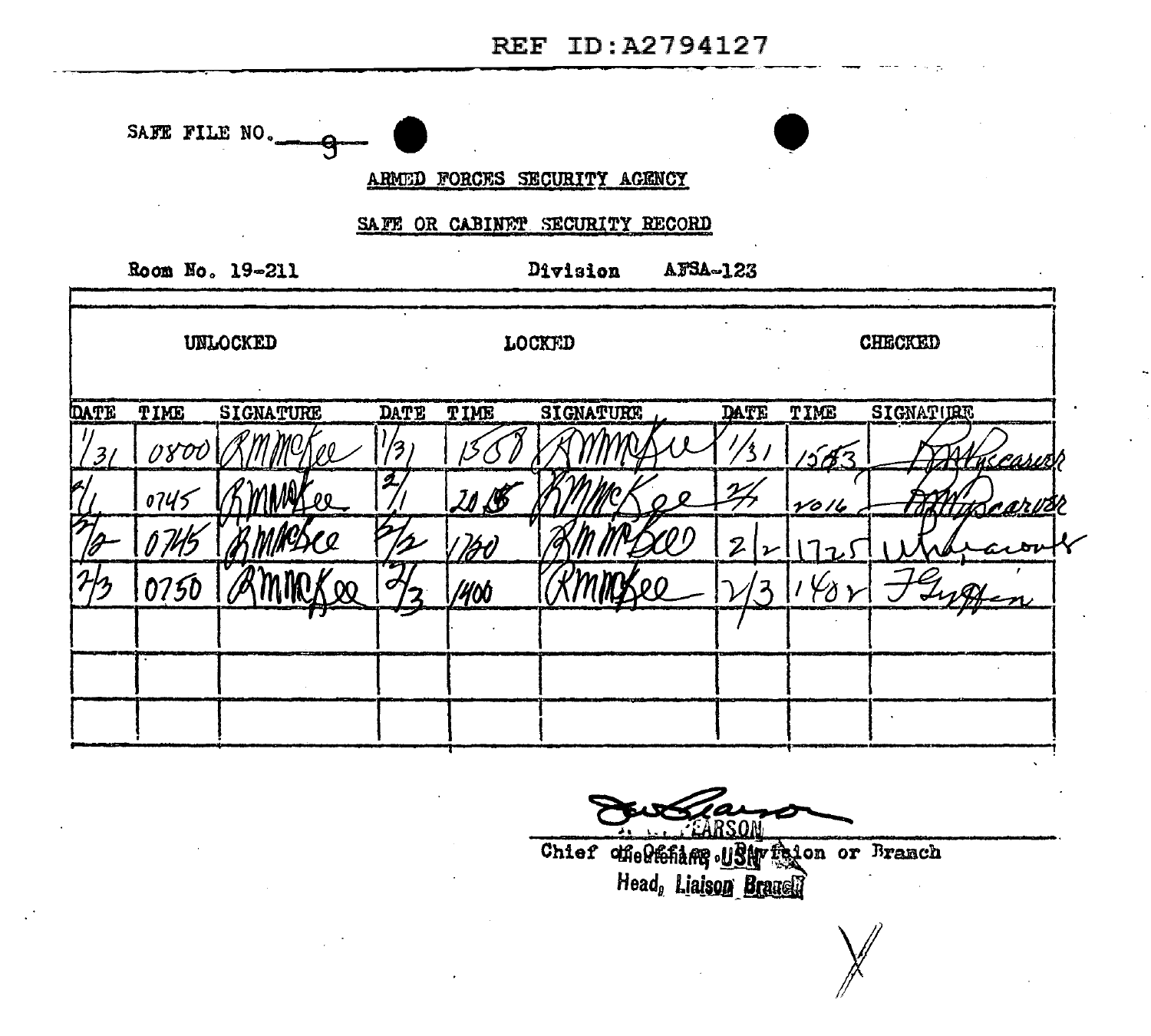REF ID:A2794127

SAFE FILE NO. 9

ARMED FORCES SECURITY AGENCY

SAFE OR CABINET SECURITY RECORD

Room No. 19-211 Division AFSA-123

| UNLOCKED | | | LOCKED | | | CHECKED | | |
|---|---|---|---|---|---|---|---|---|
| DATE | TIME | SIGNATURE | DATE | TIME | SIGNATURE | DATE | TIME | SIGNATURE |
| 1/31 | 0800 | RMMcKee | 1/31 | 1558 | RMMcKee | 1/31 | 1553 | R.M. Pearson |
| 2/1 | 0745 | RMMcKee | 2/1 | 2015 | RMMcKee | 2/1 | 2016 | R.M. Pearson |
| 2/2 | 0745 | RMMcKee | 2/2 | 1720 | RMMcKee | 2/2 | 1725 | W. Pearson |
| 2/3 | 0750 | RMMcKee | 2/3 | 1400 | RMMcKee | 2/3 | 1402 | F. Griffin |
| | | | | | | | | |
| | | | | | | | | |
| | | | | | | | | |

PEARSON
Lieutenant, USN
Chief of Office, Division or Branch
Head, Liaison Branch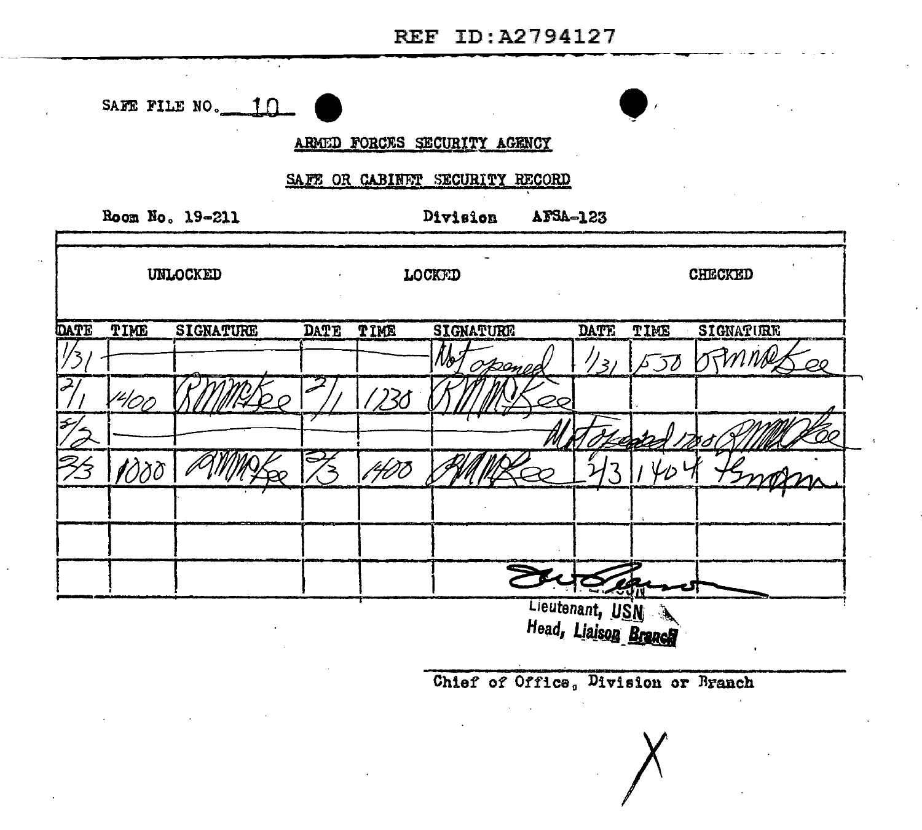REF ID:A2794127

SAFE FILE NO. 10

ARMED FORCES SECURITY AGENCY

SAFE OR CABINET SECURITY RECORD

Room No. 19-211 Division AFSA-123

| UNLOCKED | | | LOCKED | | | CHECKED | | |
|---|---|---|---|---|---|---|---|---|
| DATE | TIME | SIGNATURE | DATE | TIME | SIGNATURE | DATE | TIME | SIGNATURE |
| 1/31 | | | | | Not opened | 1/31 | 1530 | RMcKee |
| 2/1 | 1400 | RMcKee | 2/1 | 1230 | RMcKee | | | |
| 2/2 | | | | | | Not opened | 1700 | RMcKee |
| 2/3 | 1000 | RMcKee | 2/3 | 1400 | RMcKee | 2/3 | 1404 | Ferguson |
| | | | | | | | | |
| | | | | | | | | |
| | | | | | | | | |

Lieutenant, USN
Head, Liaison Branch

Chief of Office, Division or Branch

X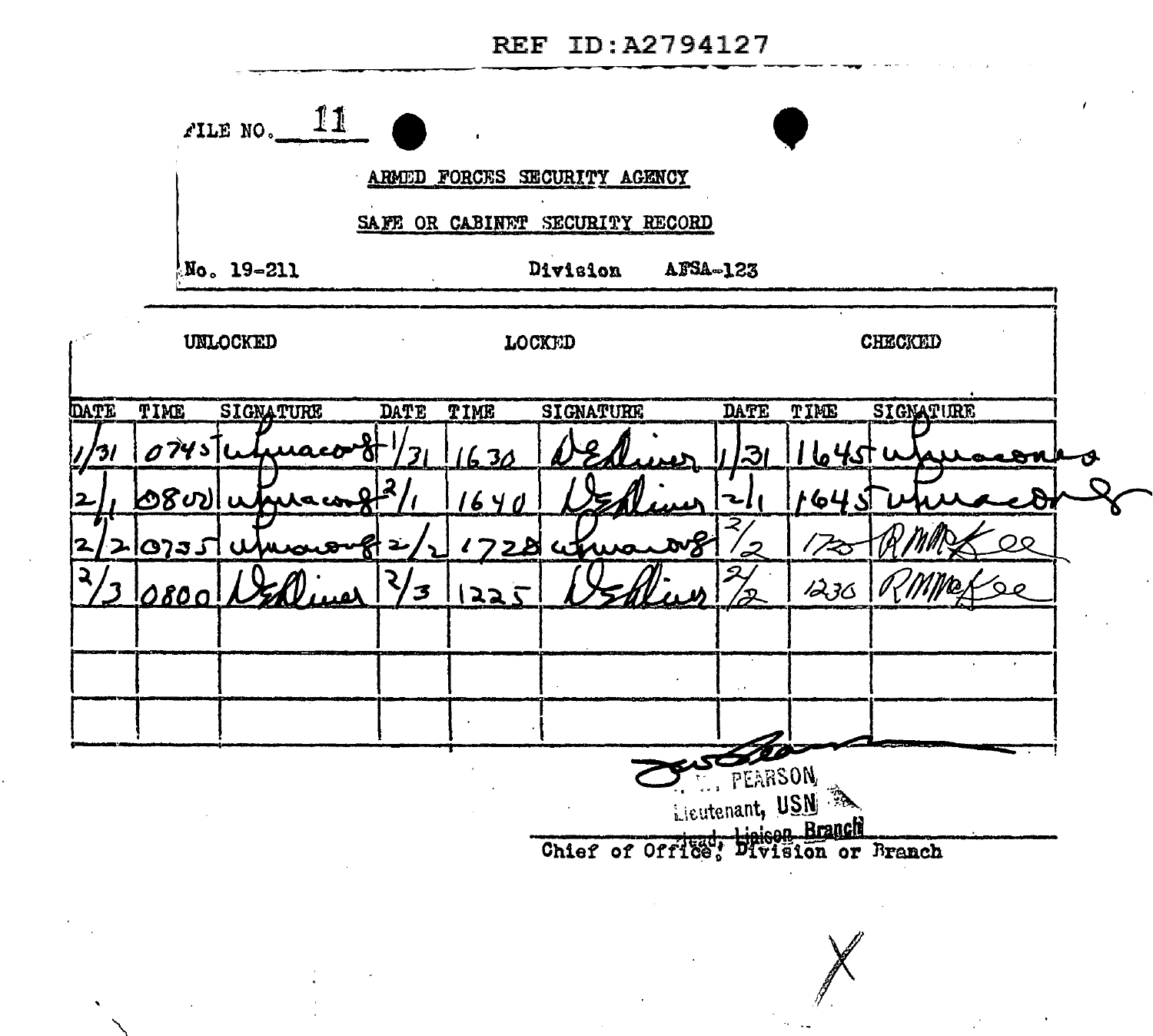REF ID:A2794127

FILE NO. 11

ARMED FORCES SECURITY AGENCY

SAFE OR CABINET SECURITY RECORD

No. 19-211 Division AFSA-123

| UNLOCKED | | | LOCKED | | | CHECKED | | |
|---|---|---|---|---|---|---|---|---|
| DATE | TIME | SIGNATURE | DATE | TIME | SIGNATURE | DATE | TIME | SIGNATURE |
| 1/31 | 0745 | Wymacong | 1/31 | 1630 | DEdlinar | 1/31 | 1645 | Wymacong |
| 2/1 | 0800 | Wymacong | 2/1 | 1640 | DEdlinar | 2/1 | 1645 | Wymacong |
| 2/2 | 0735 | Wymacong | 2/2 | 1728 | Wymacong | 2/2 | 1730 | RMMcKee |
| 2/3 | 0800 | DEdlinar | 2/3 | 1225 | DEdlinar | 2/2 | 1230 | RMMcKee |
| | | | | | | | | |
| | | | | | | | | |
| | | | | | | | | |

. . PEARSON,
Lieutenant, USN
Head, Liaison Branch

Chief of Office, Division or Branch